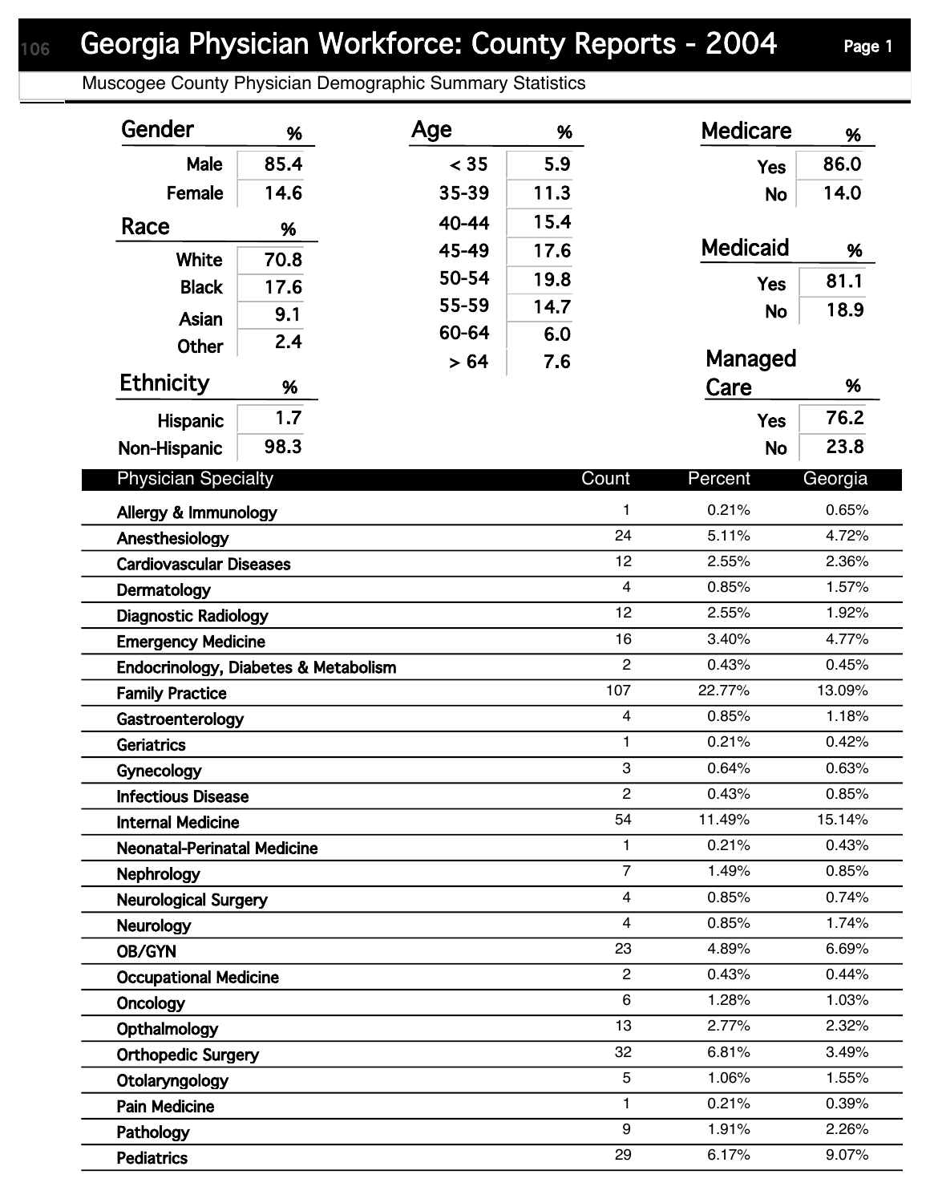# Georgia Physician Workforce: County Reports - 2004

Muscogee County Physician Demographic Summary Statistics

| Gender | % |
|---|---|
| Male | 85.4 |
| Female | 14.6 |

| Race | % |
|---|---|
| White | 70.8 |
| Black | 17.6 |
| Asian | 9.1 |
| Other | 2.4 |

| Ethnicity | % |
|---|---|
| Hispanic | 1.7 |
| Non-Hispanic | 98.3 |

| Age | % |
|---|---|
| < 35 | 5.9 |
| 35-39 | 11.3 |
| 40-44 | 15.4 |
| 45-49 | 17.6 |
| 50-54 | 19.8 |
| 55-59 | 14.7 |
| 60-64 | 6.0 |
| > 64 | 7.6 |

| Medicare | % |
|---|---|
| Yes | 86.0 |
| No | 14.0 |

| Medicaid | % |
|---|---|
| Yes | 81.1 |
| No | 18.9 |

| Managed Care | % |
|---|---|
| Yes | 76.2 |
| No | 23.8 |

| Physician Specialty | Count | Percent | Georgia |
|---|---|---|---|
| Allergy & Immunology | 1 | 0.21% | 0.65% |
| Anesthesiology | 24 | 5.11% | 4.72% |
| Cardiovascular Diseases | 12 | 2.55% | 2.36% |
| Dermatology | 4 | 0.85% | 1.57% |
| Diagnostic Radiology | 12 | 2.55% | 1.92% |
| Emergency Medicine | 16 | 3.40% | 4.77% |
| Endocrinology, Diabetes & Metabolism | 2 | 0.43% | 0.45% |
| Family Practice | 107 | 22.77% | 13.09% |
| Gastroenterology | 4 | 0.85% | 1.18% |
| Geriatrics | 1 | 0.21% | 0.42% |
| Gynecology | 3 | 0.64% | 0.63% |
| Infectious Disease | 2 | 0.43% | 0.85% |
| Internal Medicine | 54 | 11.49% | 15.14% |
| Neonatal-Perinatal Medicine | 1 | 0.21% | 0.43% |
| Nephrology | 7 | 1.49% | 0.85% |
| Neurological Surgery | 4 | 0.85% | 0.74% |
| Neurology | 4 | 0.85% | 1.74% |
| OB/GYN | 23 | 4.89% | 6.69% |
| Occupational Medicine | 2 | 0.43% | 0.44% |
| Oncology | 6 | 1.28% | 1.03% |
| Opthalmology | 13 | 2.77% | 2.32% |
| Orthopedic Surgery | 32 | 6.81% | 3.49% |
| Otolaryngology | 5 | 1.06% | 1.55% |
| Pain Medicine | 1 | 0.21% | 0.39% |
| Pathology | 9 | 1.91% | 2.26% |
| Pediatrics | 29 | 6.17% | 9.07% |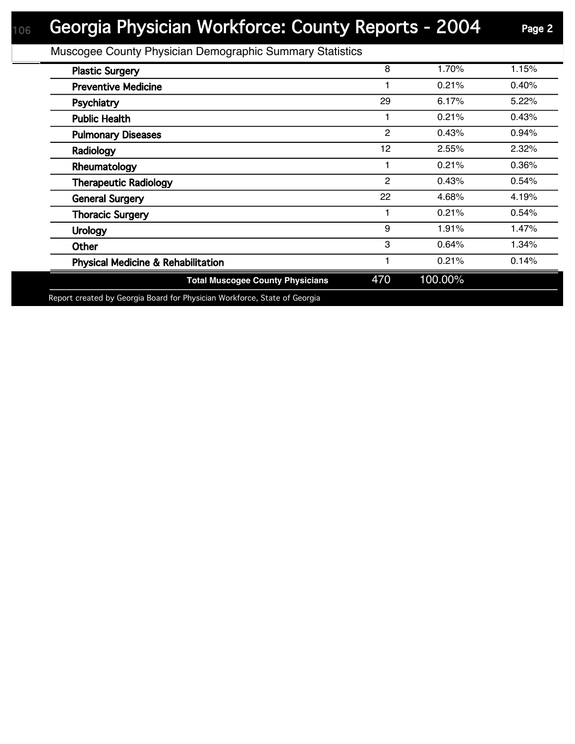## Muscogee County Physician Demographic Summary Statistics

| | | | |
|---|---|---|---|
| Plastic Surgery | 8 | 1.70% | 1.15% |
| Preventive Medicine | 1 | 0.21% | 0.40% |
| Psychiatry | 29 | 6.17% | 5.22% |
| Public Health | 1 | 0.21% | 0.43% |
| Pulmonary Diseases | 2 | 0.43% | 0.94% |
| Radiology | 12 | 2.55% | 2.32% |
| Rheumatology | 1 | 0.21% | 0.36% |
| Therapeutic Radiology | 2 | 0.43% | 0.54% |
| General Surgery | 22 | 4.68% | 4.19% |
| Thoracic Surgery | 1 | 0.21% | 0.54% |
| Urology | 9 | 1.91% | 1.47% |
| Other | 3 | 0.64% | 1.34% |
| Physical Medicine & Rehabilitation | 1 | 0.21% | 0.14% |
| **Total Muscogee County Physicians** | 470 | 100.00% | |

Report created by Georgia Board for Physician Workforce, State of Georgia